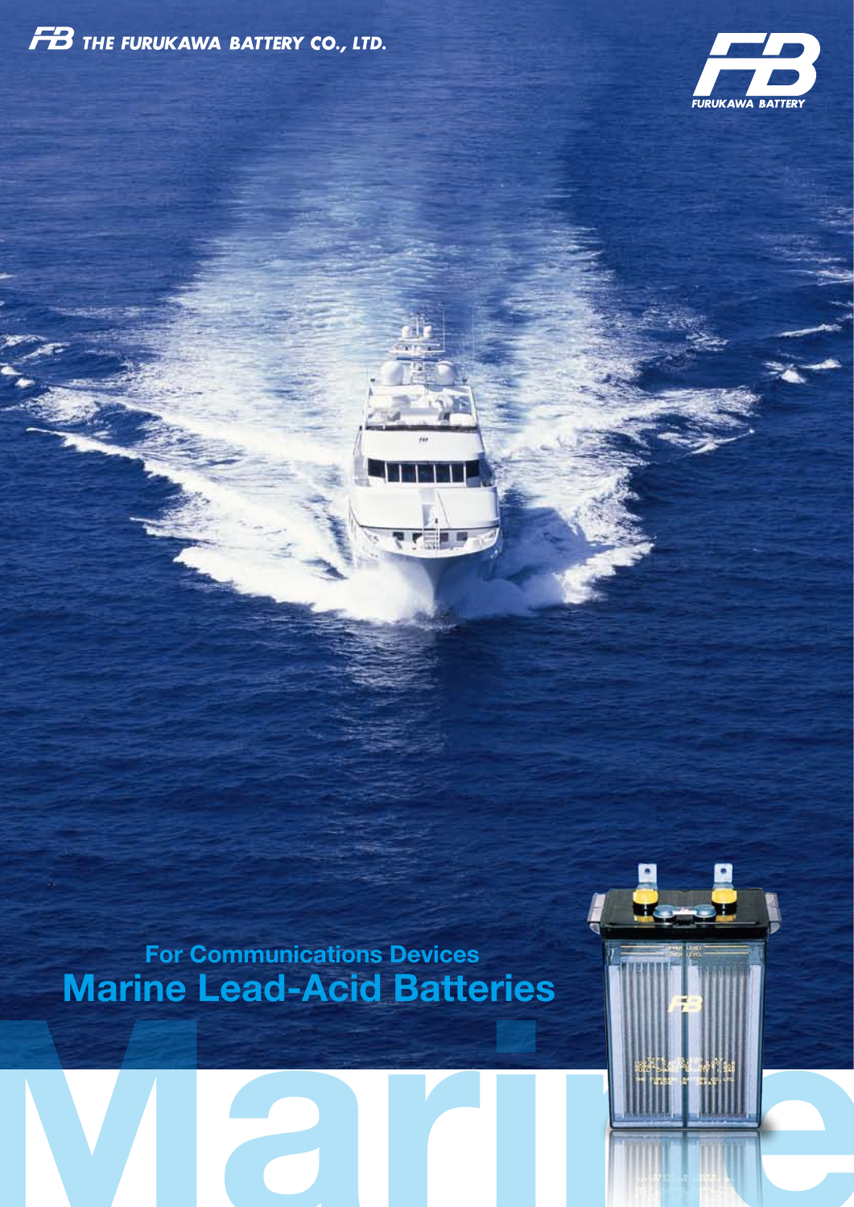THE FURUKAWA BATTERY CO., LTD.

FURUKAWA BATTERY

## For Communications Devices

# Marine Lead-Acid Batteries

Marine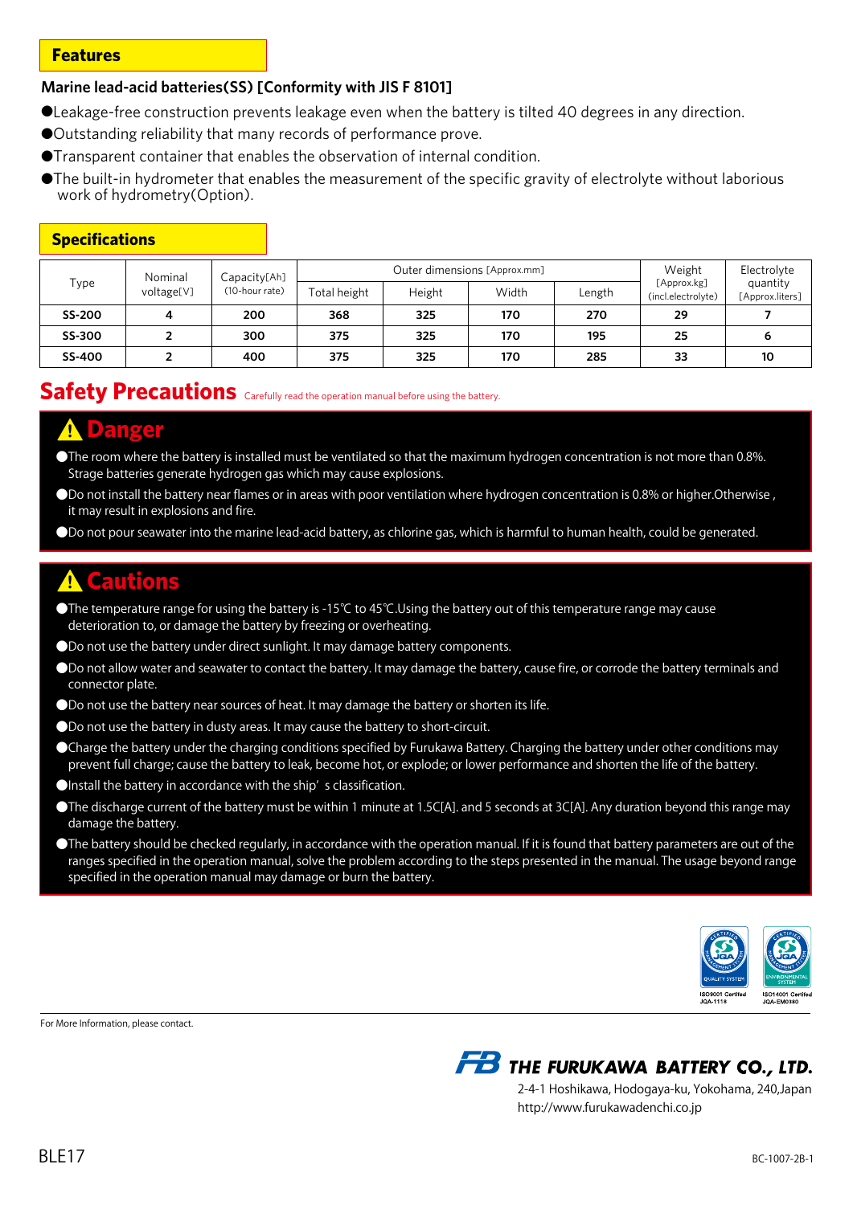## Features

### Marine lead-acid batteries(SS) [Conformity with JIS F 8101]

- Leakage-free construction prevents leakage even when the battery is tilted 40 degrees in any direction.
- Outstanding reliability that many records of performance prove.
- Transparent container that enables the observation of internal condition.
- The built-in hydrometer that enables the measurement of the specific gravity of electrolyte without laborious work of hydrometry(Option).

## Specifications

| Type | Nominal voltage[V] | Capacity[Ah] (10-hour rate) | Outer dimensions [Approx.mm] | | | | Weight [Approx.kg] (incl.electrolyte) | Electrolyte quantity [Approx.liters] |
|---|---|---|---|---|---|---|---|---|
| | | | Total height | Height | Width | Length | | |
| **SS-200** | **4** | **200** | **368** | **325** | **170** | **270** | **29** | **7** |
| **SS-300** | **2** | **300** | **375** | **325** | **170** | **195** | **25** | **6** |
| **SS-400** | **2** | **400** | **375** | **325** | **170** | **285** | **33** | **10** |

## Safety Precautions

Carefully read the operation manual before using the battery.

### ⚠ Danger

- The room where the battery is installed must be ventilated so that the maximum hydrogen concentration is not more than 0.8%. Strage batteries generate hydrogen gas which may cause explosions.
- Do not install the battery near flames or in areas with poor ventilation where hydrogen concentration is 0.8% or higher.Otherwise , it may result in explosions and fire.
- Do not pour seawater into the marine lead-acid battery, as chlorine gas, which is harmful to human health, could be generated.

### ⚠ Cautions

- The temperature range for using the battery is -15℃ to 45℃.Using the battery out of this temperature range may cause deterioration to, or damage the battery by freezing or overheating.
- Do not use the battery under direct sunlight. It may damage battery components.
- Do not allow water and seawater to contact the battery. It may damage the battery, cause fire, or corrode the battery terminals and connector plate.
- Do not use the battery near sources of heat. It may damage the battery or shorten its life.
- Do not use the battery in dusty areas. It may cause the battery to short-circuit.
- Charge the battery under the charging conditions specified by Furukawa Battery. Charging the battery under other conditions may prevent full charge; cause the battery to leak, become hot, or explode; or lower performance and shorten the life of the battery.
- Install the battery in accordance with the ship' s classification.
- The discharge current of the battery must be within 1 minute at 1.5C[A]. and 5 seconds at 3C[A]. Any duration beyond this range may damage the battery.
- The battery should be checked regularly, in accordance with the operation manual. If it is found that battery parameters are out of the ranges specified in the operation manual, solve the problem according to the steps presented in the manual. The usage beyond range specified in the operation manual may damage or burn the battery.

ISO9001 Certified JQA-1118

ISO14001 Certified JQA-EM0380

For More Information, please contact.

**THE FURUKAWA BATTERY CO., LTD.**
2-4-1 Hoshikawa, Hodogaya-ku, Yokohama, 240,Japan
http://www.furukawadenchi.co.jp

BLE17

BC-1007-2B-1